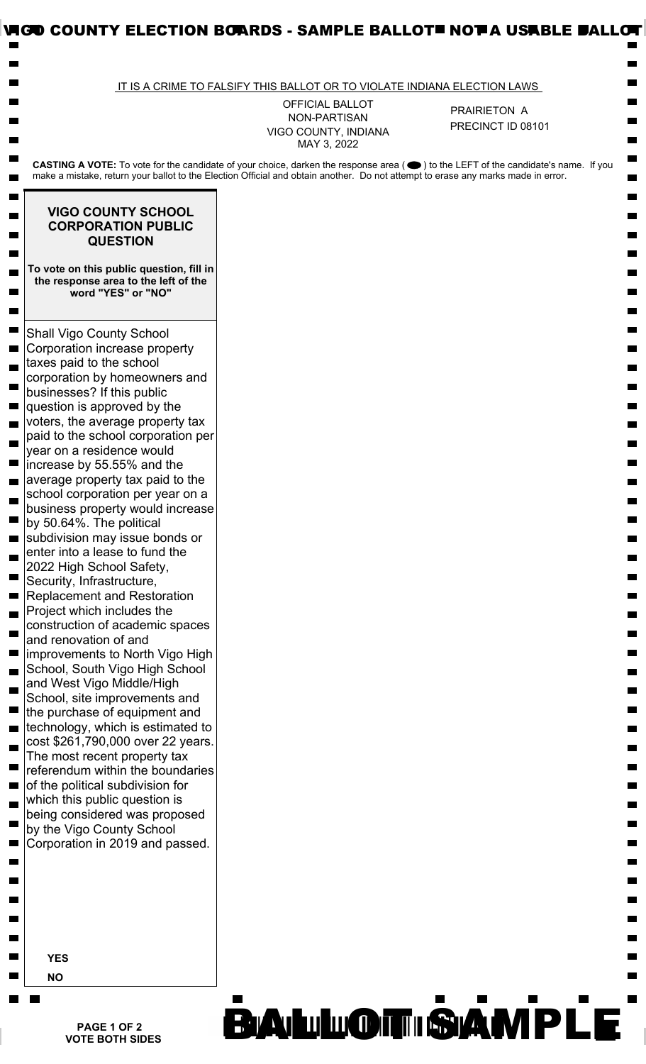VIGO COUNTY ELECTION BOARDS - SAMPLE BALLOT NOT A USABLE BALLOT

IT IS A CRIME TO FALSIFY THIS BALLOT OR TO VIOLATE INDIANA ELECTION LAWS

OFFICIAL BALLOT
NON-PARTISAN
VIGO COUNTY, INDIANA
MAY 3, 2022

PRAIRIETON A
PRECINCT ID 08101

**CASTING A VOTE:** To vote for the candidate of your choice, darken the response area ( ⬬ ) to the LEFT of the candidate's name. If you make a mistake, return your ballot to the Election Official and obtain another. Do not attempt to erase any marks made in error.

## VIGO COUNTY SCHOOL CORPORATION PUBLIC QUESTION

**To vote on this public question, fill in the response area to the left of the word "YES" or "NO"**

Shall Vigo County School Corporation increase property taxes paid to the school corporation by homeowners and businesses? If this public question is approved by the voters, the average property tax paid to the school corporation per year on a residence would increase by 55.55% and the average property tax paid to the school corporation per year on a business property would increase by 50.64%. The political subdivision may issue bonds or enter into a lease to fund the 2022 High School Safety, Security, Infrastructure, Replacement and Restoration Project which includes the construction of academic spaces and renovation of and improvements to North Vigo High School, South Vigo High School and West Vigo Middle/High School, site improvements and the purchase of equipment and technology, which is estimated to cost $261,790,000 over 22 years. The most recent property tax referendum within the boundaries of the political subdivision for which this public question is being considered was proposed by the Vigo County School Corporation in 2019 and passed.

**YES**

**NO**

**VOTE BOTH SIDES**

BALLOT SAMPLE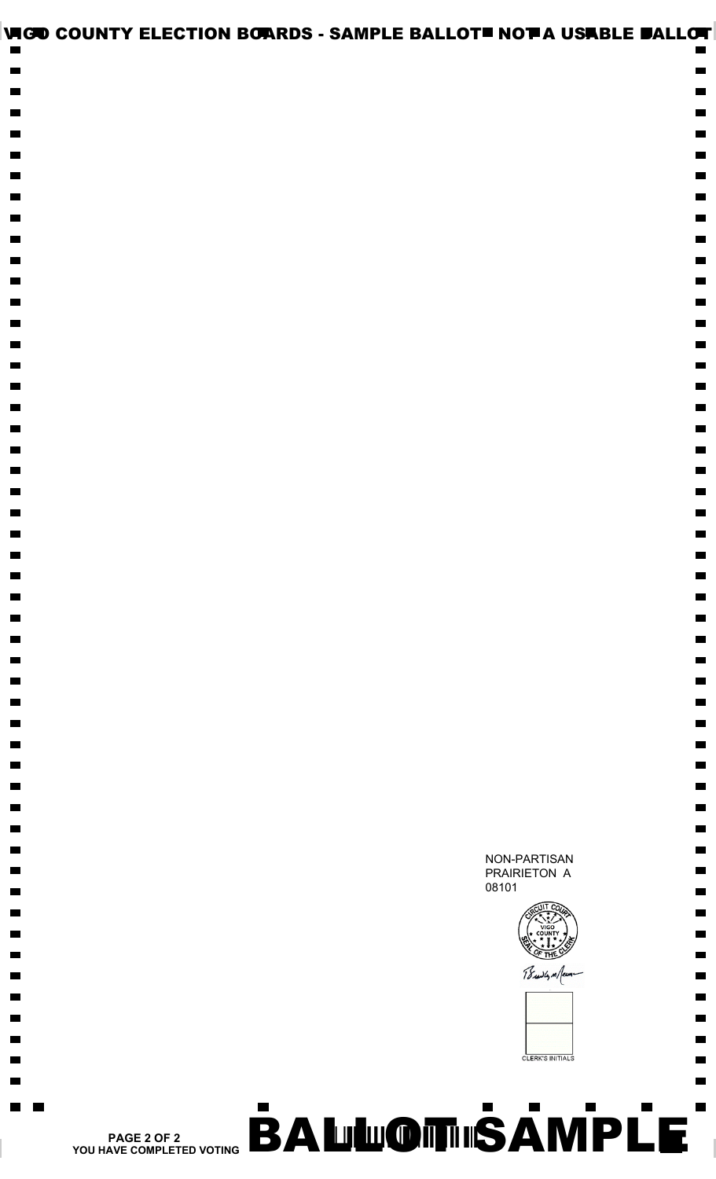VIGO COUNTY ELECTION BOARDS - SAMPLE BALLOT NOT A USABLE BALLOT

NON-PARTISAN
PRAIRIETON A
08101

CLERK'S INITIALS

YOU HAVE COMPLETED VOTING

BALLOT SAMPLE